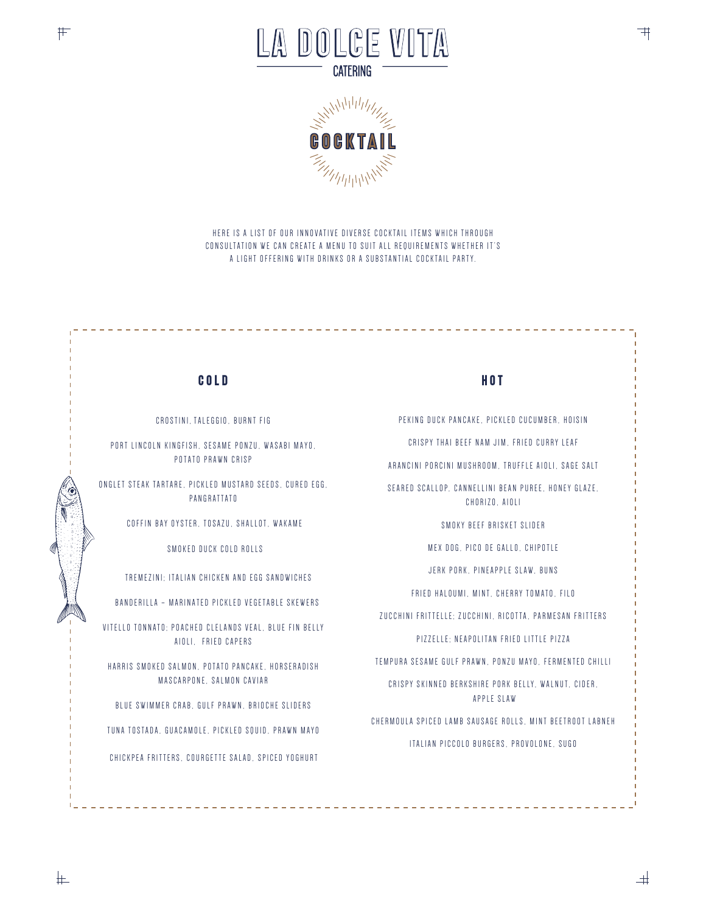# LA DOLCE VITA

CATERING

## COCKTAIL

HERE IS A LIST OF OUR INNOVATIVE DIVERSE COCKTAIL ITEMS WHICH THROUGH CONSULTATION WE CAN CREATE A MENU TO SUIT ALL REQUIREMENTS WHETHER IT'S A LIGHT OFFERING WITH DRINKS OR A SUBSTANTIAL COCKTAIL PARTY.

### COLD

CROSTINI, TALEGGIO, BURNT FIG

PORT LINCOLN KINGFISH, SESAME PONZU, WASABI MAYO, POTATO PRAWN CRISP

ONGLET STEAK TARTARE, PICKLED MUSTARD SEEDS, CURED EGG, PANGRATTATO

COFFIN BAY OYSTER, TOSAZU, SHALLOT, WAKAME

SMOKED DUCK COLD ROLLS

TREMEZINI; ITALIAN CHICKEN AND EGG SANDWICHES

BANDERILLA – MARINATED PICKLED VEGETABLE SKEWERS

VITELLO TONNATO; POACHED CLELANDS VEAL, BLUE FIN BELLY AIOLI, FRIED CAPERS

HARRIS SMOKED SALMON, POTATO PANCAKE, HORSERADISH MASCARPONE, SALMON CAVIAR

BLUE SWIMMER CRAB, GULF PRAWN, BRIOCHE SLIDERS

TUNA TOSTADA, GUACAMOLE, PICKLED SQUID, PRAWN MAYO

CHICKPEA FRITTERS, COURGETTE SALAD, SPICED YOGHURT

### HOT

PEKING DUCK PANCAKE, PICKLED CUCUMBER, HOISIN

CRISPY THAI BEEF NAM JIM, FRIED CURRY LEAF

ARANCINI PORCINI MUSHROOM, TRUFFLE AIOLI, SAGE SALT

SEARED SCALLOP, CANNELLINI BEAN PUREE, HONEY GLAZE, CHORIZO, AIOLI

SMOKY BEEF BRISKET SLIDER

MEX DOG, PICO DE GALLO, CHIPOTLE

JERK PORK, PINEAPPLE SLAW, BUNS

FRIED HALOUMI, MINT, CHERRY TOMATO, FILO

ZUCCHINI FRITTELLE; ZUCCHINI, RICOTTA, PARMESAN FRITTERS

PIZZELLE; NEAPOLITAN FRIED LITTLE PIZZA

TEMPURA SESAME GULF PRAWN, PONZU MAYO, FERMENTED CHILLI

CRISPY SKINNED BERKSHIRE PORK BELLY, WALNUT, CIDER, APPLE SLAW

CHERMOULA SPICED LAMB SAUSAGE ROLLS, MINT BEETROOT LABNEH

ITALIAN PICCOLO BURGERS, PROVOLONE, SUGO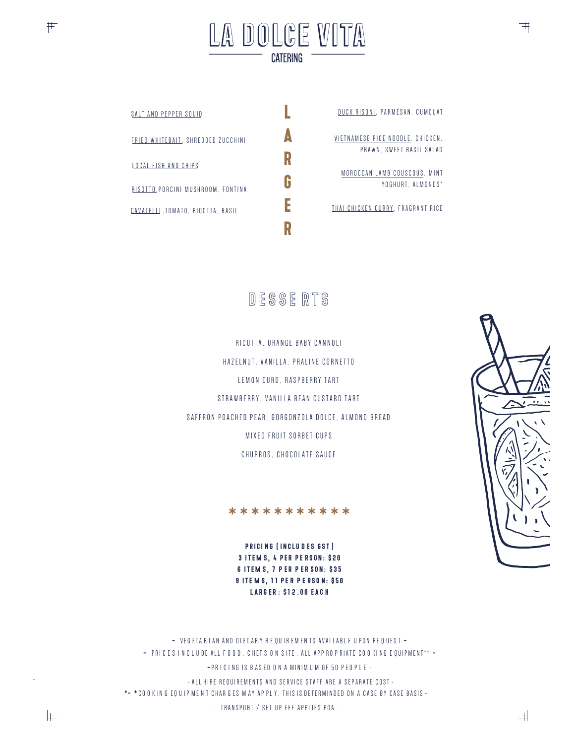# LA DOLCE VITA

CATERING

## LARGER

SALT AND PEPPER SQUID

FRIED WHITEBAIT, SHREDDED ZUCCHINI

LOCAL FISH AND CHIPS

RISOTTO, PORCINI MUSHROOM, FONTINA

CAVATELLI, TOMATO, RICOTTA, BASIL

DUCK RISONI, PARMESAN, CUMQUAT

VIETNAMESE RICE NOODLE, CHICKEN, PRAWN, SWEET BASIL SALAD

MOROCCAN LAMB COUSCOUS, MINT YOGHURT, ALMONDS*

THAI CHICKEN CURRY, FRAGRANT RICE

## DESSERTS

RICOTTA, ORANGE BABY CANNOLI

HAZELNUT, VANILLA, PRALINE CORNETTO

LEMON CURD, RASPBERRY TART

STRAWBERRY, VANILLA BEAN CUSTARD TART

SAFFRON POACHED PEAR, GORGONZOLA DOLCE, ALMOND BREAD

MIXED FRUIT SORBET CUPS

CHURROS, CHOCOLATE SAUCE

* * * * * * * * * * *

**PRICING (INCLUDES GST)**
**3 ITEMS, 4 PER PERSON: $20**
**6 ITEMS, 7 PER PERSON: $35**
**9 ITEMS, 11 PER PERSON: $50**
**LARGER: $12.00 EACH**

- VEGETARIAN AND DIETARY REQUIREMENTS AVAILABLE UPON REQUEST -

- PRICES INCLUDE ALL FOOD, CHEFS ON SITE, ALL APPROPRIATE COOKING EQUIPMENT** -

- PRICING IS BASED ON A MINIMUM OF 50 PEOPLE -

- ALL HIRE REQUIREMENTS AND SERVICE STAFF ARE A SEPARATE COST -

** - COOKING EQUIPMENT CHARGES MAY APPLY, THIS IS DETERMINDED ON A CASE BY CASE BASIS -

- TRANSPORT / SET UP FEE APPLIES POA -